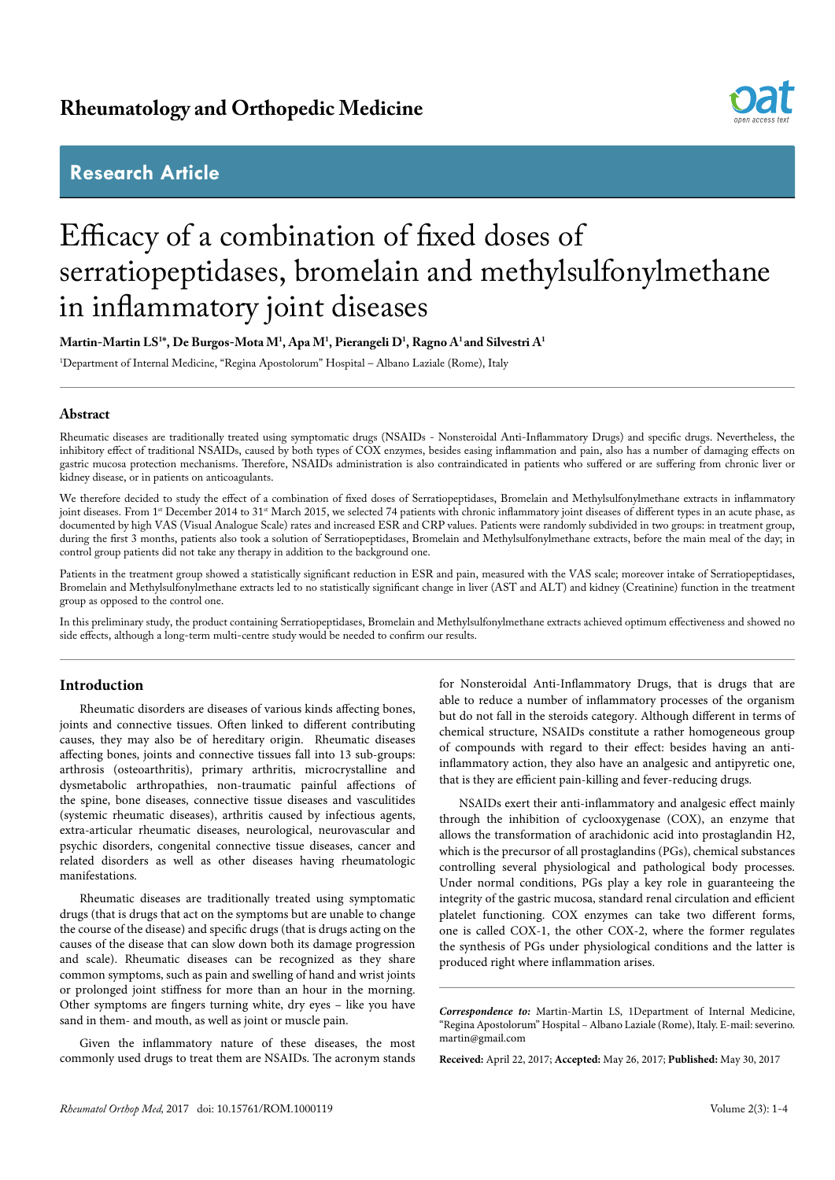Rheumatology and Orthopedic Medicine

## Research Article

# Efficacy of a combination of fixed doses of serratiopeptidases, bromelain and methylsulfonylmethane in inflammatory joint diseases

**Martin-Martin LS[1]\*, De Burgos-Mota M[1], Apa M[1], Pierangeli D[1], Ragno A[1] and Silvestri A[1]**

[1]Department of Internal Medicine, "Regina Apostolorum" Hospital – Albano Laziale (Rome), Italy

### Abstract

Rheumatic diseases are traditionally treated using symptomatic drugs (NSAIDs - Nonsteroidal Anti-Inflammatory Drugs) and specific drugs. Nevertheless, the inhibitory effect of traditional NSAIDs, caused by both types of COX enzymes, besides easing inflammation and pain, also has a number of damaging effects on gastric mucosa protection mechanisms. Therefore, NSAIDs administration is also contraindicated in patients who suffered or are suffering from chronic liver or kidney disease, or in patients on anticoagulants.

We therefore decided to study the effect of a combination of fixed doses of Serratiopeptidases, Bromelain and Methylsulfonylmethane extracts in inflammatory joint diseases. From 1st December 2014 to 31st March 2015, we selected 74 patients with chronic inflammatory joint diseases of different types in an acute phase, as documented by high VAS (Visual Analogue Scale) rates and increased ESR and CRP values. Patients were randomly subdivided in two groups: in treatment group, during the first 3 months, patients also took a solution of Serratiopeptidases, Bromelain and Methylsulfonylmethane extracts, before the main meal of the day; in control group patients did not take any therapy in addition to the background one.

Patients in the treatment group showed a statistically significant reduction in ESR and pain, measured with the VAS scale; moreover intake of Serratiopeptidases, Bromelain and Methylsulfonylmethane extracts led to no statistically significant change in liver (AST and ALT) and kidney (Creatinine) function in the treatment group as opposed to the control one.

In this preliminary study, the product containing Serratiopeptidases, Bromelain and Methylsulfonylmethane extracts achieved optimum effectiveness and showed no side effects, although a long-term multi-centre study would be needed to confirm our results.

### Introduction

Rheumatic disorders are diseases of various kinds affecting bones, joints and connective tissues. Often linked to different contributing causes, they may also be of hereditary origin. Rheumatic diseases affecting bones, joints and connective tissues fall into 13 sub-groups: arthrosis (osteoarthritis), primary arthritis, microcrystalline and dysmetabolic arthropathies, non-traumatic painful affections of the spine, bone diseases, connective tissue diseases and vasculitides (systemic rheumatic diseases), arthritis caused by infectious agents, extra-articular rheumatic diseases, neurological, neurovascular and psychic disorders, congenital connective tissue diseases, cancer and related disorders as well as other diseases having rheumatologic manifestations.

Rheumatic diseases are traditionally treated using symptomatic drugs (that is drugs that act on the symptoms but are unable to change the course of the disease) and specific drugs (that is drugs acting on the causes of the disease that can slow down both its damage progression and scale). Rheumatic diseases can be recognized as they share common symptoms, such as pain and swelling of hand and wrist joints or prolonged joint stiffness for more than an hour in the morning. Other symptoms are fingers turning white, dry eyes – like you have sand in them- and mouth, as well as joint or muscle pain.

Given the inflammatory nature of these diseases, the most commonly used drugs to treat them are NSAIDs. The acronym stands for Nonsteroidal Anti-Inflammatory Drugs, that is drugs that are able to reduce a number of inflammatory processes of the organism but do not fall in the steroids category. Although different in terms of chemical structure, NSAIDs constitute a rather homogeneous group of compounds with regard to their effect: besides having an anti-inflammatory action, they also have an analgesic and antipyretic one, that is they are efficient pain-killing and fever-reducing drugs.

NSAIDs exert their anti-inflammatory and analgesic effect mainly through the inhibition of cyclooxygenase (COX), an enzyme that allows the transformation of arachidonic acid into prostaglandin H2, which is the precursor of all prostaglandins (PGs), chemical substances controlling several physiological and pathological body processes. Under normal conditions, PGs play a key role in guaranteeing the integrity of the gastric mucosa, standard renal circulation and efficient platelet functioning. COX enzymes can take two different forms, one is called COX-1, the other COX-2, where the former regulates the synthesis of PGs under physiological conditions and the latter is produced right where inflammation arises.

***Correspondence to:*** Martin-Martin LS, 1Department of Internal Medicine, "Regina Apostolorum" Hospital – Albano Laziale (Rome), Italy. E-mail: severino.martin@gmail.com

**Received:** April 22, 2017; **Accepted:** May 26, 2017; **Published:** May 30, 2017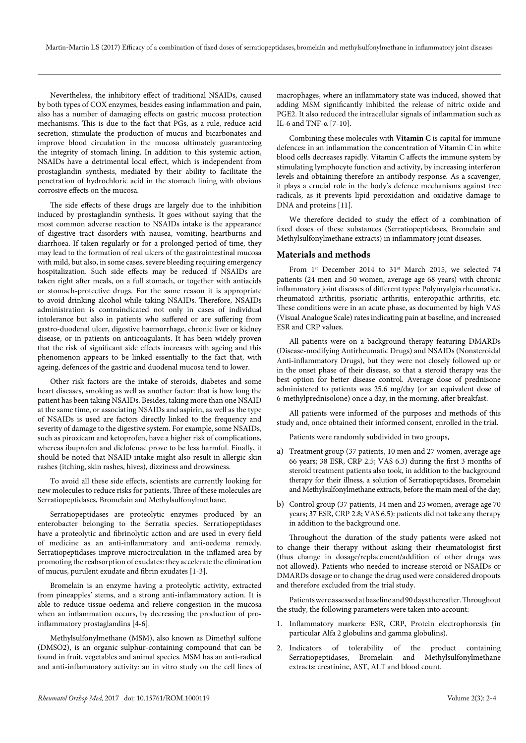Nevertheless, the inhibitory effect of traditional NSAIDs, caused by both types of COX enzymes, besides easing inflammation and pain, also has a number of damaging effects on gastric mucosa protection mechanisms. This is due to the fact that PGs, as a rule, reduce acid secretion, stimulate the production of mucus and bicarbonates and improve blood circulation in the mucosa ultimately guaranteeing the integrity of stomach lining. In addition to this systemic action, NSAIDs have a detrimental local effect, which is independent from prostaglandin synthesis, mediated by their ability to facilitate the penetration of hydrochloric acid in the stomach lining with obvious corrosive effects on the mucosa.

The side effects of these drugs are largely due to the inhibition induced by prostaglandin synthesis. It goes without saying that the most common adverse reaction to NSAIDs intake is the appearance of digestive tract disorders with nausea, vomiting, heartburns and diarrhoea. If taken regularly or for a prolonged period of time, they may lead to the formation of real ulcers of the gastrointestinal mucosa with mild, but also, in some cases, severe bleeding requiring emergency hospitalization. Such side effects may be reduced if NSAIDs are taken right after meals, on a full stomach, or together with antiacids or stomach-protective drugs. For the same reason it is appropriate to avoid drinking alcohol while taking NSAIDs. Therefore, NSAIDs administration is contraindicated not only in cases of individual intolerance but also in patients who suffered or are suffering from gastro-duodenal ulcer, digestive haemorrhage, chronic liver or kidney disease, or in patients on anticoagulants. It has been widely proven that the risk of significant side effects increases with ageing and this phenomenon appears to be linked essentially to the fact that, with ageing, defences of the gastric and duodenal mucosa tend to lower.

Other risk factors are the intake of steroids, diabetes and some heart diseases, smoking as well as another factor: that is how long the patient has been taking NSAIDs. Besides, taking more than one NSAID at the same time, or associating NSAIDs and aspirin, as well as the type of NSAIDs is used are factors directly linked to the frequency and severity of damage to the digestive system. For example, some NSAIDs, such as piroxicam and ketoprofen, have a higher risk of complications, whereas ibuprofen and diclofenac prove to be less harmful. Finally, it should be noted that NSAID intake might also result in allergic skin rashes (itching, skin rashes, hives), dizziness and drowsiness.

To avoid all these side effects, scientists are currently looking for new molecules to reduce risks for patients. Three of these molecules are Serratiopeptidases, Bromelain and Methylsulfonylmethane.

Serratiopeptidases are proteolytic enzymes produced by an enterobacter belonging to the Serratia species. Serratiopeptidases have a proteolytic and fibrinolytic action and are used in every field of medicine as an anti-inflammatory and anti-oedema remedy. Serratiopeptidases improve microcirculation in the inflamed area by promoting the reabsorption of exudates: they accelerate the elimination of mucus, purulent exudate and fibrin exudates [1-3].

Bromelain is an enzyme having a proteolytic activity, extracted from pineapples' stems, and a strong anti-inflammatory action. It is able to reduce tissue oedema and relieve congestion in the mucosa when an inflammation occurs, by decreasing the production of pro-inflammatory prostaglandins [4-6].

Methylsulfonylmethane (MSM), also known as Dimethyl sulfone (DMSO2), is an organic sulphur-containing compound that can be found in fruit, vegetables and animal species. MSM has an anti-radical and anti-inflammatory activity: an in vitro study on the cell lines of macrophages, where an inflammatory state was induced, showed that adding MSM significantly inhibited the release of nitric oxide and PGE2. It also reduced the intracellular signals of inflammation such as IL-6 and TNF-α [7-10].

Combining these molecules with **Vitamin C** is capital for immune defences: in an inflammation the concentration of Vitamin C in white blood cells decreases rapidly. Vitamin C affects the immune system by stimulating lymphocyte function and activity, by increasing interferon levels and obtaining therefore an antibody response. As a scavenger, it plays a crucial role in the body's defence mechanisms against free radicals, as it prevents lipid peroxidation and oxidative damage to DNA and proteins [11].

We therefore decided to study the effect of a combination of fixed doses of these substances (Serratiopeptidases, Bromelain and Methylsulfonylmethane extracts) in inflammatory joint diseases.

## Materials and methods

From 1st December 2014 to 31st March 2015, we selected 74 patients (24 men and 50 women, average age 68 years) with chronic inflammatory joint diseases of different types: Polymyalgia rheumatica, rheumatoid arthritis, psoriatic arthritis, enteropathic arthritis, etc. These conditions were in an acute phase, as documented by high VAS (Visual Analogue Scale) rates indicating pain at baseline, and increased ESR and CRP values.

All patients were on a background therapy featuring DMARDs (Disease-modifying Antirheumatic Drugs) and NSAIDs (Nonsteroidal Anti-inflammatory Drugs), but they were not closely followed up or in the onset phase of their disease, so that a steroid therapy was the best option for better disease control. Average dose of prednisone administered to patients was 25.6 mg/day (or an equivalent dose of 6-methylprednisolone) once a day, in the morning, after breakfast.

All patients were informed of the purposes and methods of this study and, once obtained their informed consent, enrolled in the trial.

Patients were randomly subdivided in two groups,

a) Treatment group (37 patients, 10 men and 27 women, average age 66 years; 38 ESR, CRP 2.5; VAS 6.3) during the first 3 months of steroid treatment patients also took, in addition to the background therapy for their illness, a solution of Serratiopeptidases, Bromelain and Methylsulfonylmethane extracts, before the main meal of the day;

b) Control group (37 patients, 14 men and 23 women, average age 70 years; 37 ESR, CRP 2.8; VAS 6.5): patients did not take any therapy in addition to the background one.

Throughout the duration of the study patients were asked not to change their therapy without asking their rheumatologist first (thus change in dosage/replacement/addition of other drugs was not allowed). Patients who needed to increase steroid or NSAIDs or DMARDs dosage or to change the drug used were considered dropouts and therefore excluded from the trial study.

Patients were assessed at baseline and 90 days thereafter. Throughout the study, the following parameters were taken into account:

1. Inflammatory markers: ESR, CRP, Protein electrophoresis (in particular Alfa 2 globulins and gamma globulins).
2. Indicators of tolerability of the product containing Serratiopeptidases, Bromelain and Methylsulfonylmethane extracts: creatinine, AST, ALT and blood count.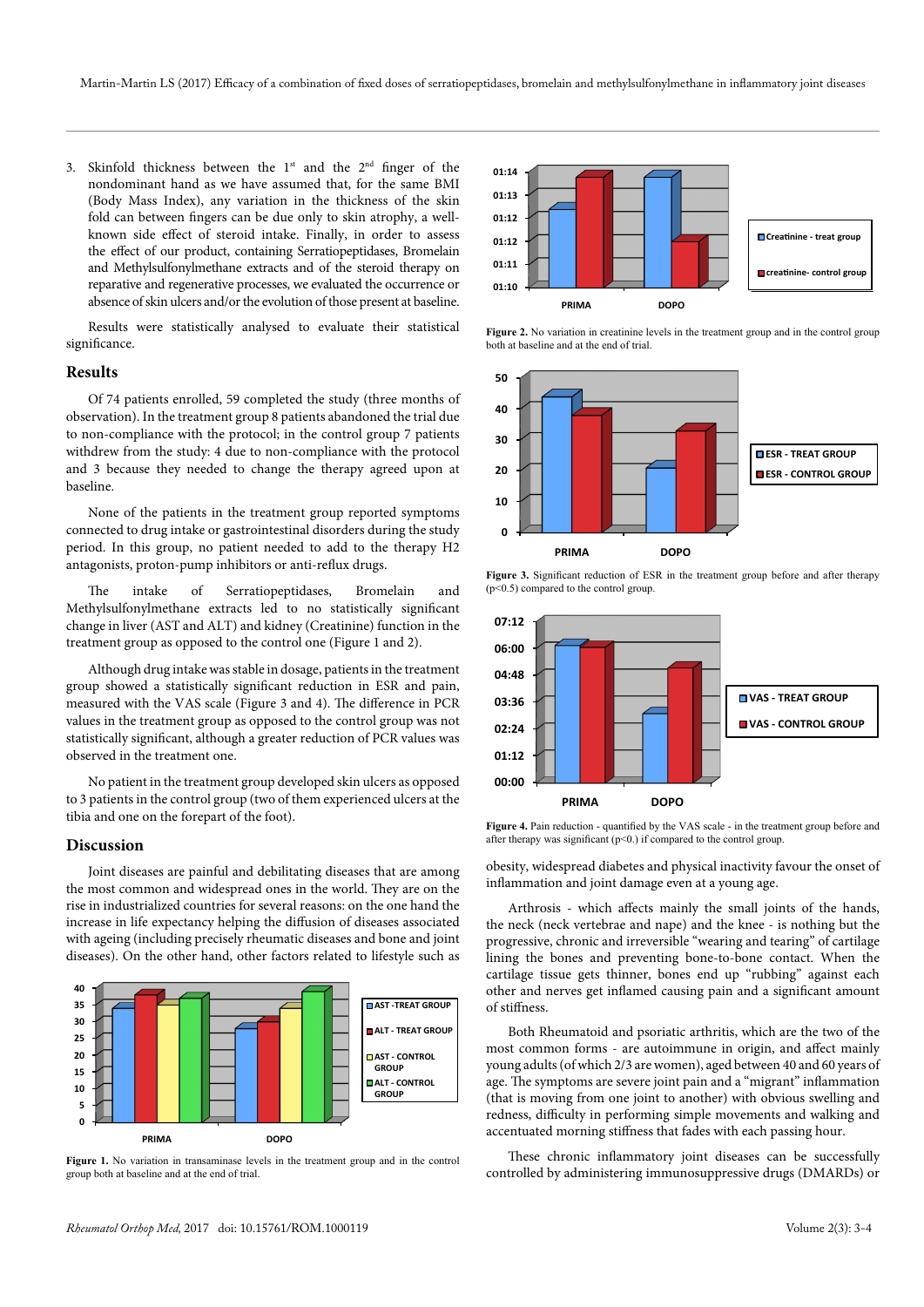3. Skinfold thickness between the 1st and the 2nd finger of the nondominant hand as we have assumed that, for the same BMI (Body Mass Index), any variation in the thickness of the skin fold can between fingers can be due only to skin atrophy, a well-known side effect of steroid intake. Finally, in order to assess the effect of our product, containing Serratiopeptidases, Bromelain and Methylsulfonylmethane extracts and of the steroid therapy on reparative and regenerative processes, we evaluated the occurrence or absence of skin ulcers and/or the evolution of those present at baseline.

Results were statistically analysed to evaluate their statistical significance.

## Results

Of 74 patients enrolled, 59 completed the study (three months of observation). In the treatment group 8 patients abandoned the trial due to non-compliance with the protocol; in the control group 7 patients withdrew from the study: 4 due to non-compliance with the protocol and 3 because they needed to change the therapy agreed upon at baseline.

None of the patients in the treatment group reported symptoms connected to drug intake or gastrointestinal disorders during the study period. In this group, no patient needed to add to the therapy H2 antagonists, proton-pump inhibitors or anti-reflux drugs.

The intake of Serratiopeptidases, Bromelain and Methylsulfonylmethane extracts led to no statistically significant change in liver (AST and ALT) and kidney (Creatinine) function in the treatment group as opposed to the control one (Figure 1 and 2).

Although drug intake was stable in dosage, patients in the treatment group showed a statistically significant reduction in ESR and pain, measured with the VAS scale (Figure 3 and 4). The difference in PCR values in the treatment group as opposed to the control group was not statistically significant, although a greater reduction of PCR values was observed in the treatment one.

No patient in the treatment group developed skin ulcers as opposed to 3 patients in the control group (two of them experienced ulcers at the tibia and one on the forepart of the foot).

## Discussion

Joint diseases are painful and debilitating diseases that are among the most common and widespread ones in the world. They are on the rise in industrialized countries for several reasons: on the one hand the increase in life expectancy helping the diffusion of diseases associated with ageing (including precisely rheumatic diseases and bone and joint diseases). On the other hand, other factors related to lifestyle such as obesity, widespread diabetes and physical inactivity favour the onset of inflammation and joint damage even at a young age.

**Figure 1.** No variation in transaminase levels in the treatment group and in the control group both at baseline and at the end of trial.

**Figure 2.** No variation in creatinine levels in the treatment group and in the control group both at baseline and at the end of trial.

**Figure 3.** Significant reduction of ESR in the treatment group before and after therapy (p<0.5) compared to the control group.

**Figure 4.** Pain reduction - quantified by the VAS scale - in the treatment group before and after therapy was significant (p<0.) if compared to the control group.

Arthrosis - which affects mainly the small joints of the hands, the neck (neck vertebrae and nape) and the knee - is nothing but the progressive, chronic and irreversible "wearing and tearing" of cartilage lining the bones and preventing bone-to-bone contact. When the cartilage tissue gets thinner, bones end up "rubbing" against each other and nerves get inflamed causing pain and a significant amount of stiffness.

Both Rheumatoid and psoriatic arthritis, which are the two of the most common forms - are autoimmune in origin, and affect mainly young adults (of which 2/3 are women), aged between 40 and 60 years of age. The symptoms are severe joint pain and a "migrant" inflammation (that is moving from one joint to another) with obvious swelling and redness, difficulty in performing simple movements and walking and accentuated morning stiffness that fades with each passing hour.

These chronic inflammatory joint diseases can be successfully controlled by administering immunosuppressive drugs (DMARDs) or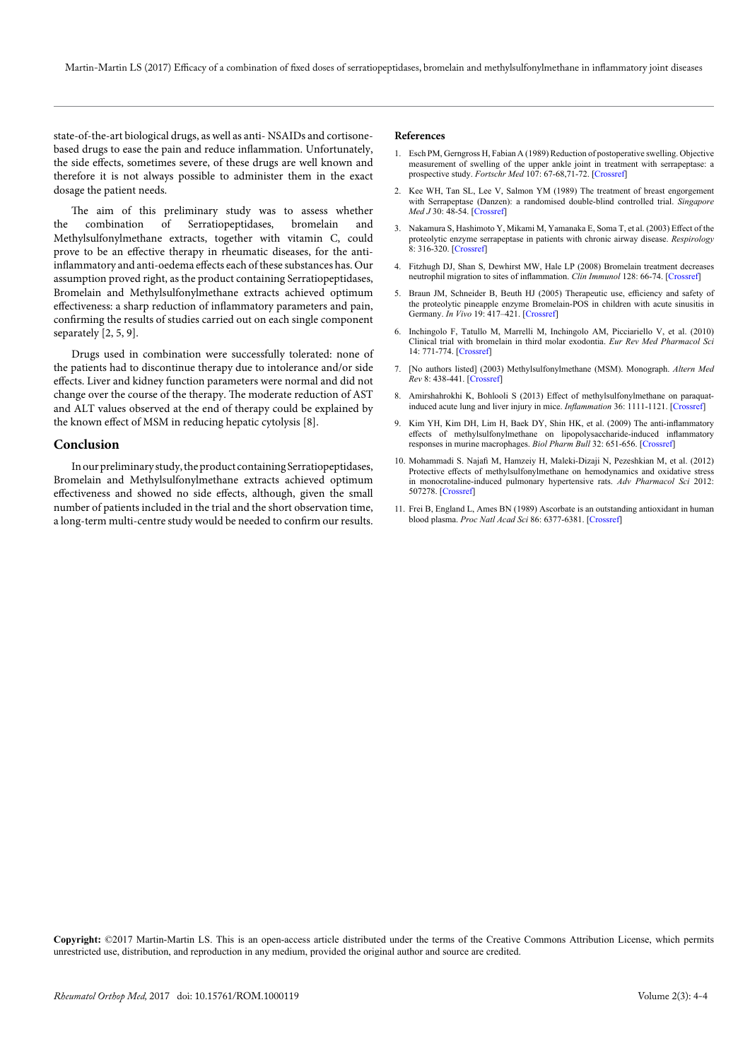state-of-the-art biological drugs, as well as anti- NSAIDs and cortisone-based drugs to ease the pain and reduce inflammation. Unfortunately, the side effects, sometimes severe, of these drugs are well known and therefore it is not always possible to administer them in the exact dosage the patient needs.

The aim of this preliminary study was to assess whether the combination of Serratiopeptidases, bromelain and Methylsulfonylmethane extracts, together with vitamin C, could prove to be an effective therapy in rheumatic diseases, for the anti-inflammatory and anti-oedema effects each of these substances has. Our assumption proved right, as the product containing Serratiopeptidases, Bromelain and Methylsulfonylmethane extracts achieved optimum effectiveness: a sharp reduction of inflammatory parameters and pain, confirming the results of studies carried out on each single component separately [2, 5, 9].

Drugs used in combination were successfully tolerated: none of the patients had to discontinue therapy due to intolerance and/or side effects. Liver and kidney function parameters were normal and did not change over the course of the therapy. The moderate reduction of AST and ALT values observed at the end of therapy could be explained by the known effect of MSM in reducing hepatic cytolysis [8].

## Conclusion

In our preliminary study, the product containing Serratiopeptidases, Bromelain and Methylsulfonylmethane extracts achieved optimum effectiveness and showed no side effects, although, given the small number of patients included in the trial and the short observation time, a long-term multi-centre study would be needed to confirm our results.

## References

1. Esch PM, Gerngross H, Fabian A (1989) Reduction of postoperative swelling. Objective measurement of swelling of the upper ankle joint in treatment with serrapeptase: a prospective study. *Fortschr Med* 107: 67-68,71-72. [Crossref]
2. Kee WH, Tan SL, Lee V, Salmon YM (1989) The treatment of breast engorgement with Serrapeptase (Danzen): a randomised double-blind controlled trial. *Singapore Med J* 30: 48-54. [Crossref]
3. Nakamura S, Hashimoto Y, Mikami M, Yamanaka E, Soma T, et al. (2003) Effect of the proteolytic enzyme serrapeptase in patients with chronic airway disease. *Respirology* 8: 316-320. [Crossref]
4. Fitzhugh DJ, Shan S, Dewhirst MW, Hale LP (2008) Bromelain treatment decreases neutrophil migration to sites of inflammation. *Clin Immunol* 128: 66-74. [Crossref]
5. Braun JM, Schneider B, Beuth HJ (2005) Therapeutic use, efficiency and safety of the proteolytic pineapple enzyme Bromelain-POS in children with acute sinusitis in Germany. *In Vivo* 19: 417–421. [Crossref]
6. Inchingolo F, Tatullo M, Marrelli M, Inchingolo AM, Picciariello V, et al. (2010) Clinical trial with bromelain in third molar exodontia. *Eur Rev Med Pharmacol Sci* 14: 771-774. [Crossref]
7. [No authors listed] (2003) Methylsulfonylmethane (MSM). Monograph. *Altern Med Rev* 8: 438-441. [Crossref]
8. Amirshahrokhi K, Bohlooli S (2013) Effect of methylsulfonylmethane on paraquat-induced acute lung and liver injury in mice. *Inflammation* 36: 1111-1121. [Crossref]
9. Kim YH, Kim DH, Lim H, Baek DY, Shin HK, et al. (2009) The anti-inflammatory effects of methylsulfonylmethane on lipopolysaccharide-induced inflammatory responses in murine macrophages. *Biol Pharm Bull* 32: 651-656. [Crossref]
10. Mohammadi S. Najafi M, Hamzeiy H, Maleki-Dizaji N, Pezeshkian M, et al. (2012) Protective effects of methylsulfonylmethane on hemodynamics and oxidative stress in monocrotaline-induced pulmonary hypertensive rats. *Adv Pharmacol Sci* 2012: 507278. [Crossref]
11. Frei B, England L, Ames BN (1989) Ascorbate is an outstanding antioxidant in human blood plasma. *Proc Natl Acad Sci* 86: 6377-6381. [Crossref]

**Copyright:** ©2017 Martin-Martin LS. This is an open-access article distributed under the terms of the Creative Commons Attribution License, which permits unrestricted use, distribution, and reproduction in any medium, provided the original author and source are credited.